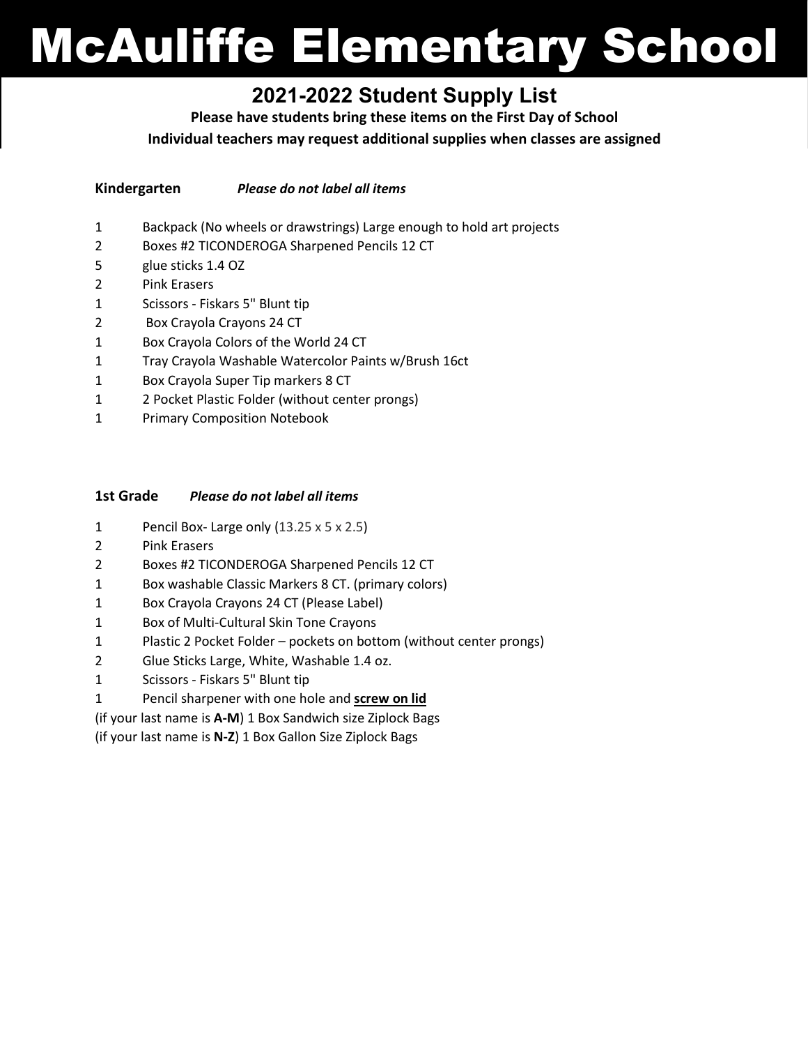# McAuliffe Elementary School

## 2021-2022 Student Supply List

**Please have students bring these items on the First Day of School**

**Individual teachers may request additional supplies when classes are assigned**

**Kindergarten** ***Please do not label all items***

1 Backpack (No wheels or drawstrings) Large enough to hold art projects
2 Boxes #2 TICONDEROGA Sharpened Pencils 12 CT
5 glue sticks 1.4 OZ
2 Pink Erasers
1 Scissors - Fiskars 5" Blunt tip
2 Box Crayola Crayons 24 CT
1 Box Crayola Colors of the World 24 CT
1 Tray Crayola Washable Watercolor Paints w/Brush 16ct
1 Box Crayola Super Tip markers 8 CT
1 2 Pocket Plastic Folder (without center prongs)
1 Primary Composition Notebook

**1st Grade** ***Please do not label all items***

1 Pencil Box- Large only (13.25 x 5 x 2.5)
2 Pink Erasers
2 Boxes #2 TICONDEROGA Sharpened Pencils 12 CT
1 Box washable Classic Markers 8 CT. (primary colors)
1 Box Crayola Crayons 24 CT (Please Label)
1 Box of Multi-Cultural Skin Tone Crayons
1 Plastic 2 Pocket Folder – pockets on bottom (without center prongs)
2 Glue Sticks Large, White, Washable 1.4 oz.
1 Scissors - Fiskars 5" Blunt tip
1 Pencil sharpener with one hole and **screw on lid**
(if your last name is **A-M**) 1 Box Sandwich size Ziplock Bags
(if your last name is **N-Z**) 1 Box Gallon Size Ziplock Bags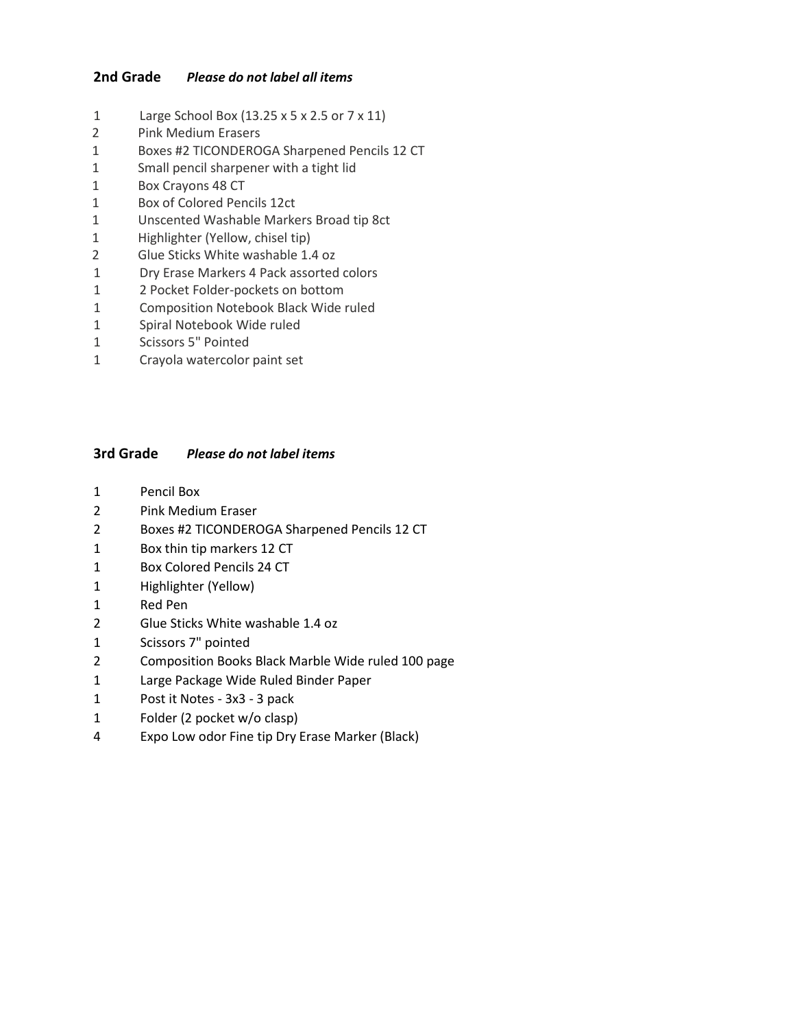## 2nd Grade *Please do not label all items*

| | |
|---|---|
| 1 | Large School Box (13.25 x 5 x 2.5 or 7 x 11) |
| 2 | Pink Medium Erasers |
| 1 | Boxes #2 TICONDEROGA Sharpened Pencils 12 CT |
| 1 | Small pencil sharpener with a tight lid |
| 1 | Box Crayons 48 CT |
| 1 | Box of Colored Pencils 12ct |
| 1 | Unscented Washable Markers Broad tip 8ct |
| 1 | Highlighter (Yellow, chisel tip) |
| 2 | Glue Sticks White washable 1.4 oz |
| 1 | Dry Erase Markers 4 Pack assorted colors |
| 1 | 2 Pocket Folder-pockets on bottom |
| 1 | Composition Notebook Black Wide ruled |
| 1 | Spiral Notebook Wide ruled |
| 1 | Scissors 5" Pointed |
| 1 | Crayola watercolor paint set |

## 3rd Grade *Please do not label items*

| | |
|---|---|
| 1 | Pencil Box |
| 2 | Pink Medium Eraser |
| 2 | Boxes #2 TICONDEROGA Sharpened Pencils 12 CT |
| 1 | Box thin tip markers 12 CT |
| 1 | Box Colored Pencils 24 CT |
| 1 | Highlighter (Yellow) |
| 1 | Red Pen |
| 2 | Glue Sticks White washable 1.4 oz |
| 1 | Scissors 7" pointed |
| 2 | Composition Books Black Marble Wide ruled 100 page |
| 1 | Large Package Wide Ruled Binder Paper |
| 1 | Post it Notes - 3x3 - 3 pack |
| 1 | Folder (2 pocket w/o clasp) |
| 4 | Expo Low odor Fine tip Dry Erase Marker (Black) |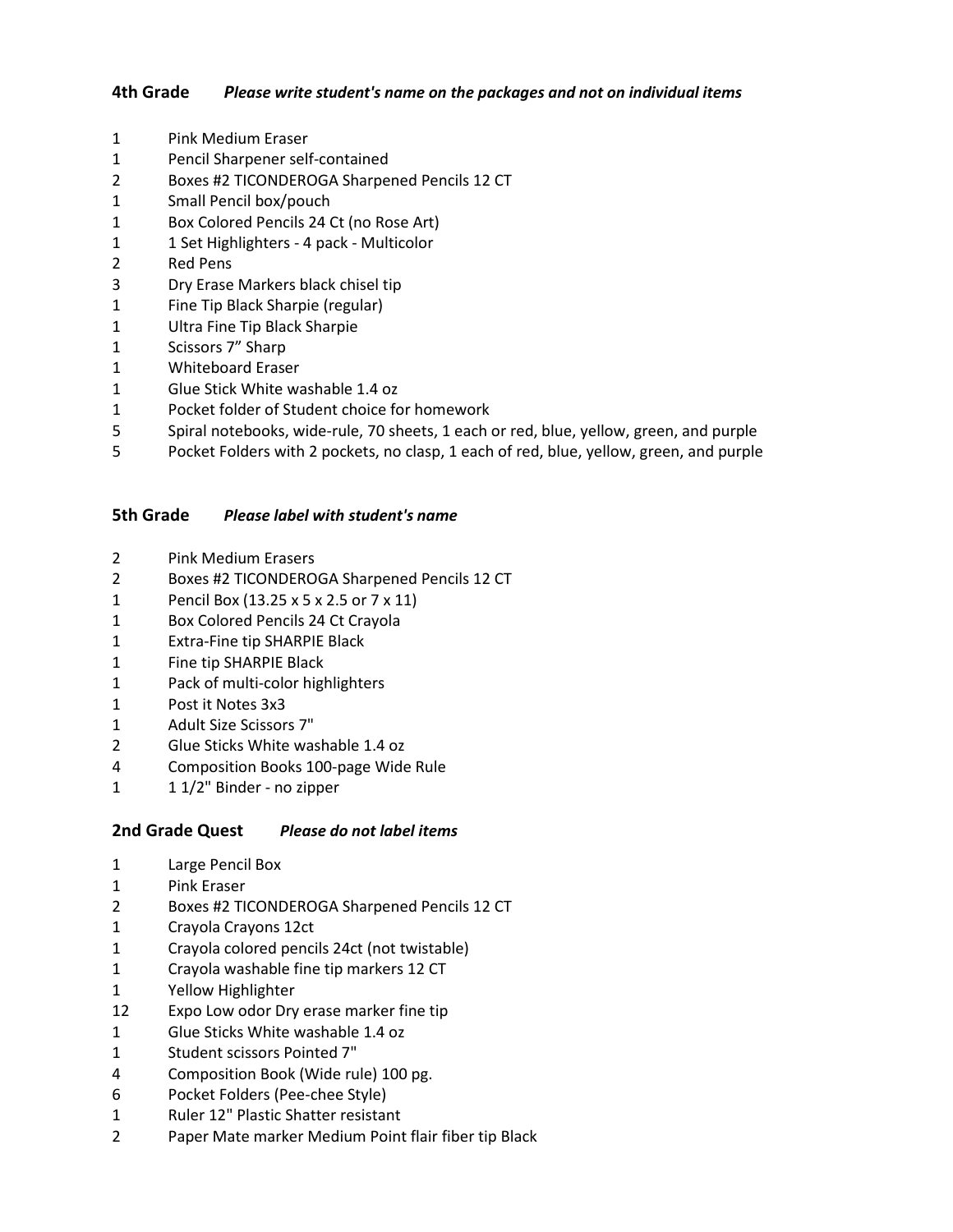## 4th Grade *Please write student's name on the packages and not on individual items*

| | |
|---|---|
| 1 | Pink Medium Eraser |
| 1 | Pencil Sharpener self-contained |
| 2 | Boxes #2 TICONDEROGA Sharpened Pencils 12 CT |
| 1 | Small Pencil box/pouch |
| 1 | Box Colored Pencils 24 Ct (no Rose Art) |
| 1 | 1 Set Highlighters - 4 pack - Multicolor |
| 2 | Red Pens |
| 3 | Dry Erase Markers black chisel tip |
| 1 | Fine Tip Black Sharpie (regular) |
| 1 | Ultra Fine Tip Black Sharpie |
| 1 | Scissors 7” Sharp |
| 1 | Whiteboard Eraser |
| 1 | Glue Stick White washable 1.4 oz |
| 1 | Pocket folder of Student choice for homework |
| 5 | Spiral notebooks, wide-rule, 70 sheets, 1 each or red, blue, yellow, green, and purple |
| 5 | Pocket Folders with 2 pockets, no clasp, 1 each of red, blue, yellow, green, and purple |

## 5th Grade *Please label with student's name*

| | |
|---|---|
| 2 | Pink Medium Erasers |
| 2 | Boxes #2 TICONDEROGA Sharpened Pencils 12 CT |
| 1 | Pencil Box (13.25 x 5 x 2.5 or 7 x 11) |
| 1 | Box Colored Pencils 24 Ct Crayola |
| 1 | Extra-Fine tip SHARPIE Black |
| 1 | Fine tip SHARPIE Black |
| 1 | Pack of multi-color highlighters |
| 1 | Post it Notes 3x3 |
| 1 | Adult Size Scissors 7" |
| 2 | Glue Sticks White washable 1.4 oz |
| 4 | Composition Books 100-page Wide Rule |
| 1 | 1 1/2" Binder - no zipper |

## 2nd Grade Quest *Please do not label items*

| | |
|---|---|
| 1 | Large Pencil Box |
| 1 | Pink Eraser |
| 2 | Boxes #2 TICONDEROGA Sharpened Pencils 12 CT |
| 1 | Crayola Crayons 12ct |
| 1 | Crayola colored pencils 24ct (not twistable) |
| 1 | Crayola washable fine tip markers 12 CT |
| 1 | Yellow Highlighter |
| 12 | Expo Low odor Dry erase marker fine tip |
| 1 | Glue Sticks White washable 1.4 oz |
| 1 | Student scissors Pointed 7" |
| 4 | Composition Book (Wide rule) 100 pg. |
| 6 | Pocket Folders (Pee-chee Style) |
| 1 | Ruler 12" Plastic Shatter resistant |
| 2 | Paper Mate marker Medium Point flair fiber tip Black |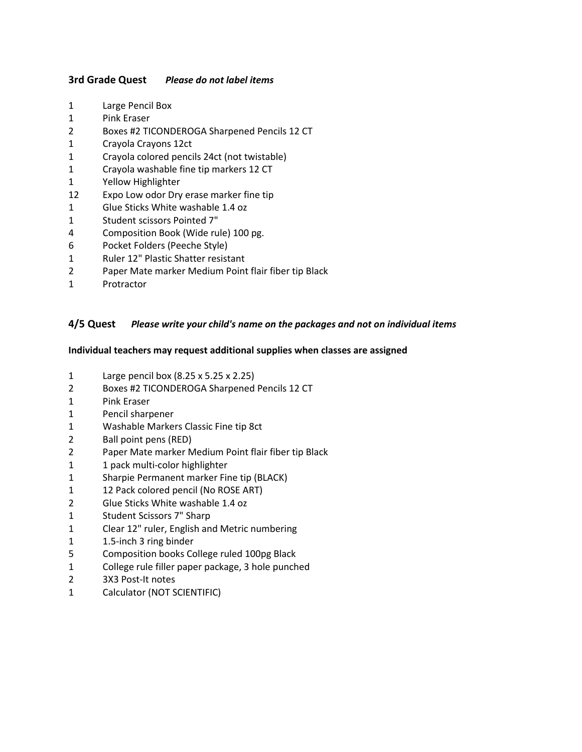**3rd Grade Quest** ***Please do not label items***

| | |
|---|---|
| 1 | Large Pencil Box |
| 1 | Pink Eraser |
| 2 | Boxes #2 TICONDEROGA Sharpened Pencils 12 CT |
| 1 | Crayola Crayons 12ct |
| 1 | Crayola colored pencils 24ct (not twistable) |
| 1 | Crayola washable fine tip markers 12 CT |
| 1 | Yellow Highlighter |
| 12 | Expo Low odor Dry erase marker fine tip |
| 1 | Glue Sticks White washable 1.4 oz |
| 1 | Student scissors Pointed 7" |
| 4 | Composition Book (Wide rule) 100 pg. |
| 6 | Pocket Folders (Peeche Style) |
| 1 | Ruler 12" Plastic Shatter resistant |
| 2 | Paper Mate marker Medium Point flair fiber tip Black |
| 1 | Protractor |

**4/5 Quest** ***Please write your child's name on the packages and not on individual items***

**Individual teachers may request additional supplies when classes are assigned**

| | |
|---|---|
| 1 | Large pencil box (8.25 x 5.25 x 2.25) |
| 2 | Boxes #2 TICONDEROGA Sharpened Pencils 12 CT |
| 1 | Pink Eraser |
| 1 | Pencil sharpener |
| 1 | Washable Markers Classic Fine tip 8ct |
| 2 | Ball point pens (RED) |
| 2 | Paper Mate marker Medium Point flair fiber tip Black |
| 1 | 1 pack multi-color highlighter |
| 1 | Sharpie Permanent marker Fine tip (BLACK) |
| 1 | 12 Pack colored pencil (No ROSE ART) |
| 2 | Glue Sticks White washable 1.4 oz |
| 1 | Student Scissors 7" Sharp |
| 1 | Clear 12" ruler, English and Metric numbering |
| 1 | 1.5-inch 3 ring binder |
| 5 | Composition books College ruled 100pg Black |
| 1 | College rule filler paper package, 3 hole punched |
| 2 | 3X3 Post-It notes |
| 1 | Calculator (NOT SCIENTIFIC) |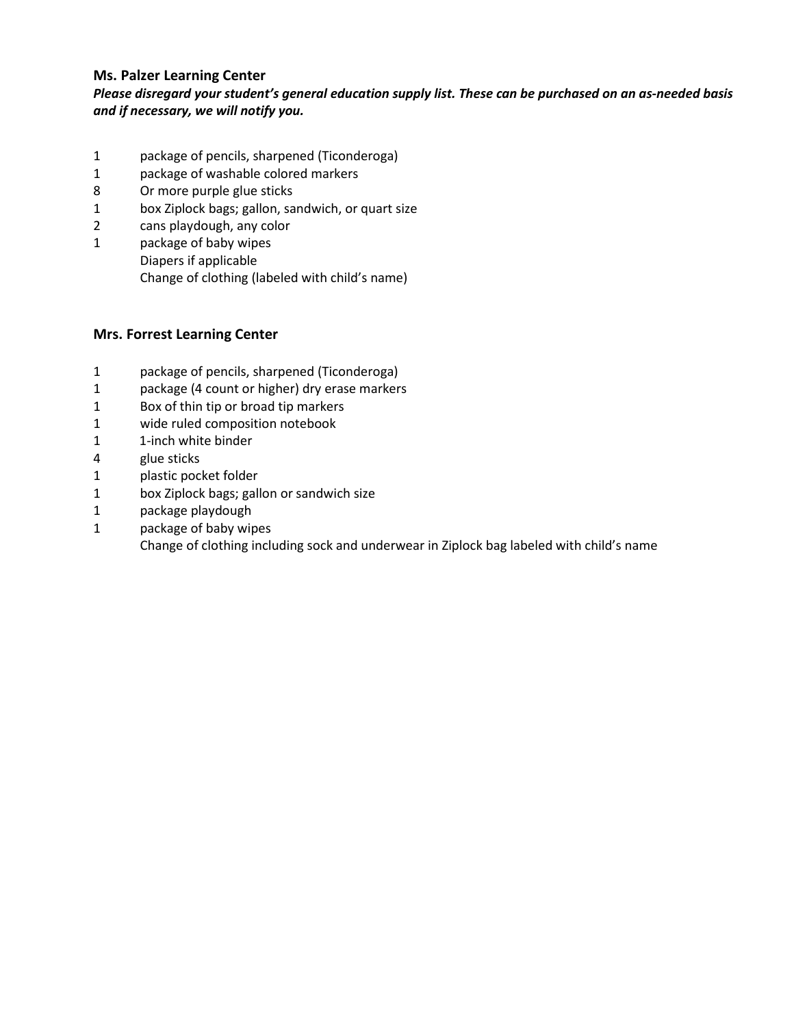### Ms. Palzer Learning Center

***Please disregard your student's general education supply list. These can be purchased on an as-needed basis and if necessary, we will notify you.***

1 package of pencils, sharpened (Ticonderoga)
1 package of washable colored markers
8 Or more purple glue sticks
1 box Ziplock bags; gallon, sandwich, or quart size
2 cans playdough, any color
1 package of baby wipes
Diapers if applicable
Change of clothing (labeled with child's name)

### Mrs. Forrest Learning Center

1 package of pencils, sharpened (Ticonderoga)
1 package (4 count or higher) dry erase markers
1 Box of thin tip or broad tip markers
1 wide ruled composition notebook
1 1-inch white binder
4 glue sticks
1 plastic pocket folder
1 box Ziplock bags; gallon or sandwich size
1 package playdough
1 package of baby wipes
Change of clothing including sock and underwear in Ziplock bag labeled with child's name